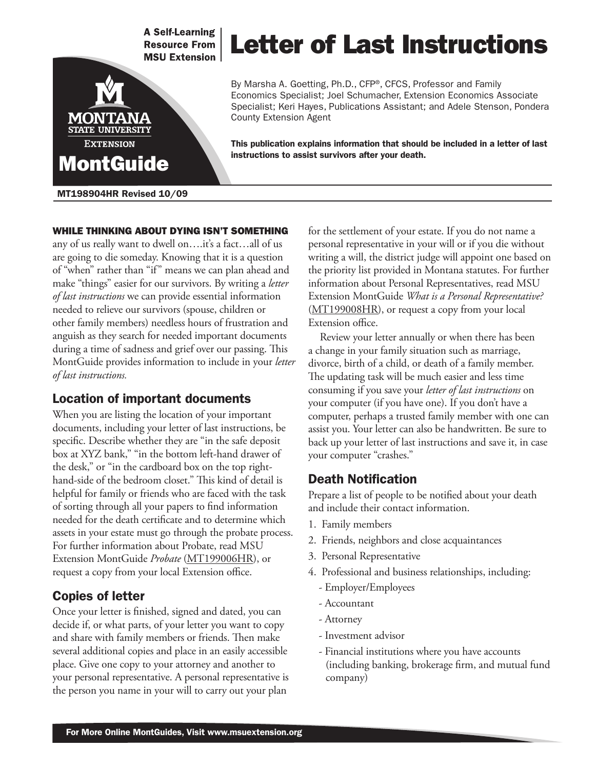A Self-Learning Resource From MSU Extension

# Letter of Last Instructions

MontGuide

By Marsha A. Goetting, Ph.D., CFP®, CFCS, Professor and Family Economics Specialist; Joel Schumacher, Extension Economics Associate Specialist; Keri Hayes, Publications Assistant; and Adele Stenson, Pondera County Extension Agent

**This publication explains information that should be included in a letter of last instructions to assist survivors after your death.**

MT198904HR Revised 10/09

**WHILE THINKING ABOUT DYING ISN'T SOMETHING** any of us really want to dwell on….it's a fact…all of us are going to die someday. Knowing that it is a question of "when" rather than "if" means we can plan ahead and make "things" easier for our survivors. By writing a *letter of last instructions* we can provide essential information needed to relieve our survivors (spouse, children or other family members) needless hours of frustration and anguish as they search for needed important documents during a time of sadness and grief over our passing. This MontGuide provides information to include in your *letter of last instructions.*

## Location of important documents

When you are listing the location of your important documents, including your letter of last instructions, be specific. Describe whether they are "in the safe deposit box at XYZ bank," "in the bottom left-hand drawer of the desk," or "in the cardboard box on the top right-hand-side of the bedroom closet." This kind of detail is helpful for family or friends who are faced with the task of sorting through all your papers to find information needed for the death certificate and to determine which assets in your estate must go through the probate process. For further information about Probate, read MSU Extension MontGuide *Probate* (MT199006HR), or request a copy from your local Extension office.

## Copies of letter

Once your letter is finished, signed and dated, you can decide if, or what parts, of your letter you want to copy and share with family members or friends. Then make several additional copies and place in an easily accessible place. Give one copy to your attorney and another to your personal representative. A personal representative is the person you name in your will to carry out your plan for the settlement of your estate. If you do not name a personal representative in your will or if you die without writing a will, the district judge will appoint one based on the priority list provided in Montana statutes. For further information about Personal Representatives, read MSU Extension MontGuide *What is a Personal Representative?* (MT199008HR), or request a copy from your local Extension office.

Review your letter annually or when there has been a change in your family situation such as marriage, divorce, birth of a child, or death of a family member. The updating task will be much easier and less time consuming if you save your *letter of last instructions* on your computer (if you have one). If you don't have a computer, perhaps a trusted family member with one can assist you. Your letter can also be handwritten. Be sure to back up your letter of last instructions and save it, in case your computer "crashes."

## Death Notification

Prepare a list of people to be notified about your death and include their contact information.

1. Family members
2. Friends, neighbors and close acquaintances
3. Personal Representative
4. Professional and business relationships, including:
   - Employer/Employees
   - Accountant
   - Attorney
   - Investment advisor
   - Financial institutions where you have accounts (including banking, brokerage firm, and mutual fund company)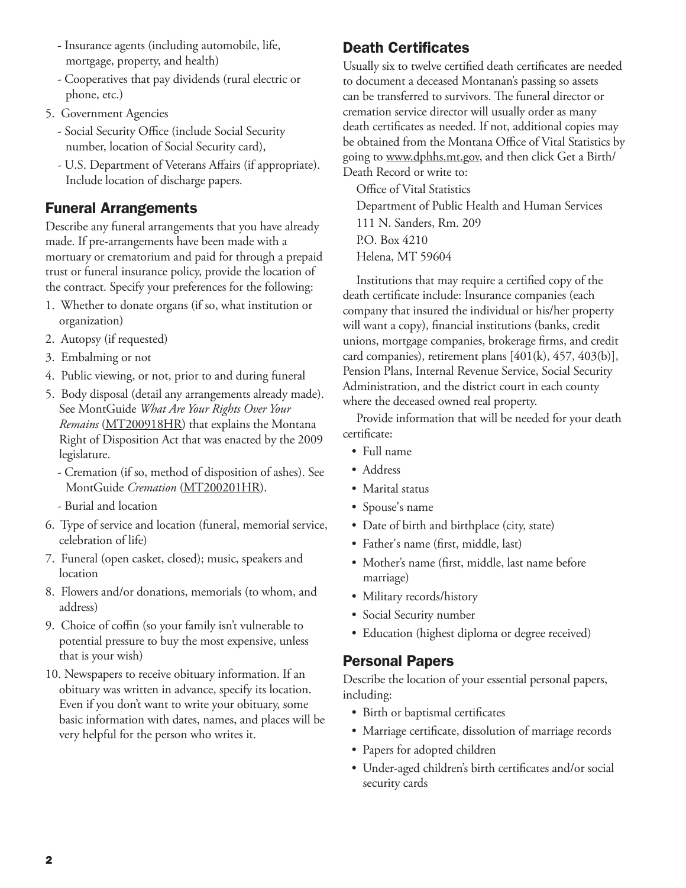- Insurance agents (including automobile, life, mortgage, property, and health)
- Cooperatives that pay dividends (rural electric or phone, etc.)

5. Government Agencies
   - Social Security Office (include Social Security number, location of Social Security card),
   - U.S. Department of Veterans Affairs (if appropriate). Include location of discharge papers.

## Funeral Arrangements

Describe any funeral arrangements that you have already made. If pre-arrangements have been made with a mortuary or crematorium and paid for through a prepaid trust or funeral insurance policy, provide the location of the contract. Specify your preferences for the following:

1. Whether to donate organs (if so, what institution or organization)
2. Autopsy (if requested)
3. Embalming or not
4. Public viewing, or not, prior to and during funeral
5. Body disposal (detail any arrangements already made). See MontGuide *What Are Your Rights Over Your Remains* (MT200918HR) that explains the Montana Right of Disposition Act that was enacted by the 2009 legislature.
   - Cremation (if so, method of disposition of ashes). See MontGuide *Cremation* (MT200201HR).
   - Burial and location
6. Type of service and location (funeral, memorial service, celebration of life)
7. Funeral (open casket, closed); music, speakers and location
8. Flowers and/or donations, memorials (to whom, and address)
9. Choice of coffin (so your family isn't vulnerable to potential pressure to buy the most expensive, unless that is your wish)
10. Newspapers to receive obituary information. If an obituary was written in advance, specify its location. Even if you don't want to write your obituary, some basic information with dates, names, and places will be very helpful for the person who writes it.

## Death Certificates

Usually six to twelve certified death certificates are needed to document a deceased Montanan's passing so assets can be transferred to survivors. The funeral director or cremation service director will usually order as many death certificates as needed. If not, additional copies may be obtained from the Montana Office of Vital Statistics by going to www.dphhs.mt.gov, and then click Get a Birth/Death Record or write to:

Office of Vital Statistics
Department of Public Health and Human Services
111 N. Sanders, Rm. 209
P.O. Box 4210
Helena, MT 59604

Institutions that may require a certified copy of the death certificate include: Insurance companies (each company that insured the individual or his/her property will want a copy), financial institutions (banks, credit unions, mortgage companies, brokerage firms, and credit card companies), retirement plans [401(k), 457, 403(b)], Pension Plans, Internal Revenue Service, Social Security Administration, and the district court in each county where the deceased owned real property.

Provide information that will be needed for your death certificate:

- Full name
- Address
- Marital status
- Spouse's name
- Date of birth and birthplace (city, state)
- Father's name (first, middle, last)
- Mother's name (first, middle, last name before marriage)
- Military records/history
- Social Security number
- Education (highest diploma or degree received)

## Personal Papers

Describe the location of your essential personal papers, including:

- Birth or baptismal certificates
- Marriage certificate, dissolution of marriage records
- Papers for adopted children
- Under-aged children's birth certificates and/or social security cards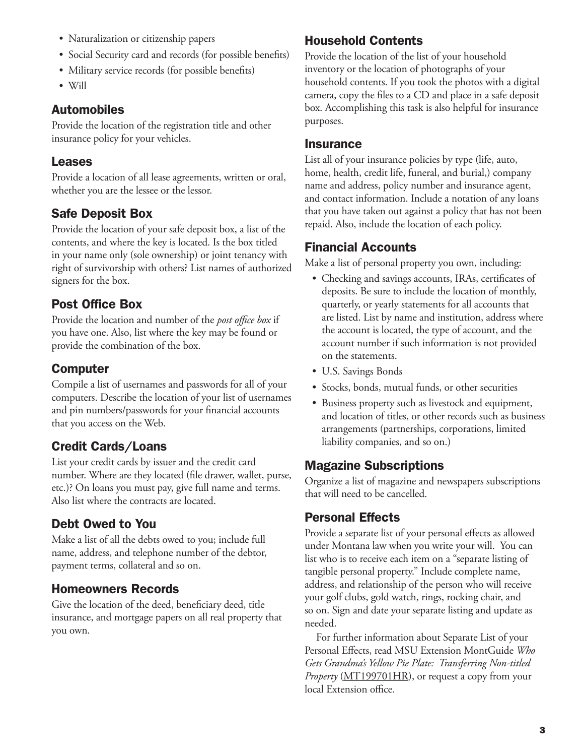- Naturalization or citizenship papers
- Social Security card and records (for possible benefits)
- Military service records (for possible benefits)
- Will

## Automobiles

Provide the location of the registration title and other insurance policy for your vehicles.

## Leases

Provide a location of all lease agreements, written or oral, whether you are the lessee or the lessor.

## Safe Deposit Box

Provide the location of your safe deposit box, a list of the contents, and where the key is located. Is the box titled in your name only (sole ownership) or joint tenancy with right of survivorship with others? List names of authorized signers for the box.

## Post Office Box

Provide the location and number of the *post office box* if you have one. Also, list where the key may be found or provide the combination of the box.

## Computer

Compile a list of usernames and passwords for all of your computers. Describe the location of your list of usernames and pin numbers/passwords for your financial accounts that you access on the Web.

## Credit Cards/Loans

List your credit cards by issuer and the credit card number. Where are they located (file drawer, wallet, purse, etc.)? On loans you must pay, give full name and terms. Also list where the contracts are located.

## Debt Owed to You

Make a list of all the debts owed to you; include full name, address, and telephone number of the debtor, payment terms, collateral and so on.

## Homeowners Records

Give the location of the deed, beneficiary deed, title insurance, and mortgage papers on all real property that you own.

## Household Contents

Provide the location of the list of your household inventory or the location of photographs of your household contents. If you took the photos with a digital camera, copy the files to a CD and place in a safe deposit box. Accomplishing this task is also helpful for insurance purposes.

## Insurance

List all of your insurance policies by type (life, auto, home, health, credit life, funeral, and burial,) company name and address, policy number and insurance agent, and contact information. Include a notation of any loans that you have taken out against a policy that has not been repaid. Also, include the location of each policy.

## Financial Accounts

Make a list of personal property you own, including:

- Checking and savings accounts, IRAs, certificates of deposits. Be sure to include the location of monthly, quarterly, or yearly statements for all accounts that are listed. List by name and institution, address where the account is located, the type of account, and the account number if such information is not provided on the statements.
- U.S. Savings Bonds
- Stocks, bonds, mutual funds, or other securities
- Business property such as livestock and equipment, and location of titles, or other records such as business arrangements (partnerships, corporations, limited liability companies, and so on.)

## Magazine Subscriptions

Organize a list of magazine and newspapers subscriptions that will need to be cancelled.

## Personal Effects

Provide a separate list of your personal effects as allowed under Montana law when you write your will. You can list who is to receive each item on a "separate listing of tangible personal property." Include complete name, address, and relationship of the person who will receive your golf clubs, gold watch, rings, rocking chair, and so on. Sign and date your separate listing and update as needed.

For further information about Separate List of your Personal Effects, read MSU Extension MontGuide *Who Gets Grandma's Yellow Pie Plate: Transferring Non-titled Property* (MT199701HR), or request a copy from your local Extension office.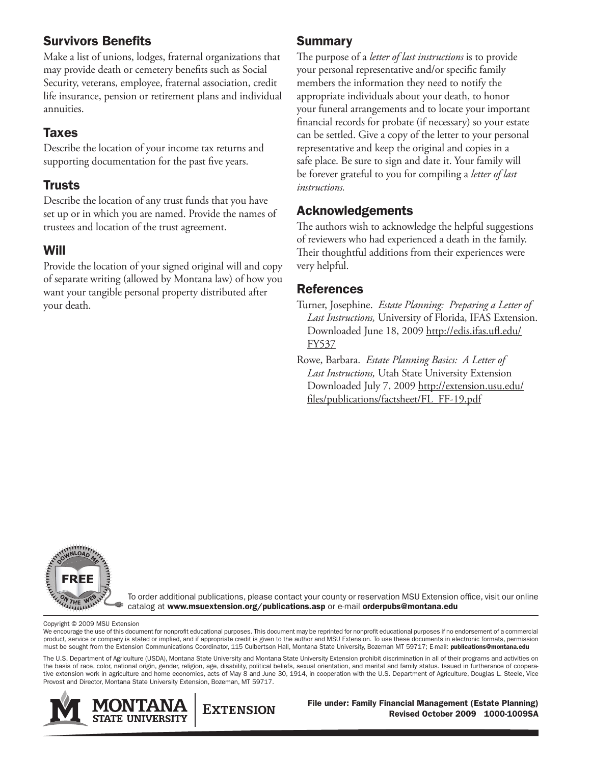## Survivors Benefits

Make a list of unions, lodges, fraternal organizations that may provide death or cemetery benefits such as Social Security, veterans, employee, fraternal association, credit life insurance, pension or retirement plans and individual annuities.

## Taxes

Describe the location of your income tax returns and supporting documentation for the past five years.

## Trusts

Describe the location of any trust funds that you have set up or in which you are named. Provide the names of trustees and location of the trust agreement.

## Will

Provide the location of your signed original will and copy of separate writing (allowed by Montana law) of how you want your tangible personal property distributed after your death.

## Summary

The purpose of a *letter of last instructions* is to provide your personal representative and/or specific family members the information they need to notify the appropriate individuals about your death, to honor your funeral arrangements and to locate your important financial records for probate (if necessary) so your estate can be settled. Give a copy of the letter to your personal representative and keep the original and copies in a safe place. Be sure to sign and date it. Your family will be forever grateful to you for compiling a *letter of last instructions.*

## Acknowledgements

The authors wish to acknowledge the helpful suggestions of reviewers who had experienced a death in the family. Their thoughtful additions from their experiences were very helpful.

## References

Turner, Josephine. *Estate Planning: Preparing a Letter of Last Instructions,* University of Florida, IFAS Extension. Downloaded June 18, 2009 http://edis.ifas.ufl.edu/FY537

Rowe, Barbara. *Estate Planning Basics: A Letter of Last Instructions,* Utah State University Extension Downloaded July 7, 2009 http://extension.usu.edu/files/publications/factsheet/FL_FF-19.pdf

DOWNLOAD ME FREE ON THE WEB

To order additional publications, please contact your county or reservation MSU Extension office, visit our online catalog at **www.msuextension.org/publications.asp** or e-mail **orderpubs@montana.edu**

Copyright © 2009 MSU Extension

We encourage the use of this document for nonprofit educational purposes. This document may be reprinted for nonprofit educational purposes if no endorsement of a commercial product, service or company is stated or implied, and if appropriate credit is given to the author and MSU Extension. To use these documents in electronic formats, permission must be sought from the Extension Communications Coordinator, 115 Culbertson Hall, Montana State University, Bozeman MT 59717; E-mail: **publications@montana.edu**

The U.S. Department of Agriculture (USDA), Montana State University and Montana State University Extension prohibit discrimination in all of their programs and activities on the basis of race, color, national origin, gender, religion, age, disability, political beliefs, sexual orientation, and marital and family status. Issued in furtherance of cooperative extension work in agriculture and home economics, acts of May 8 and June 30, 1914, in cooperation with the U.S. Department of Agriculture, Douglas L. Steele, Vice Provost and Director, Montana State University Extension, Bozeman, MT 59717.

MONTANA STATE UNIVERSITY | EXTENSION

**File under: Family Financial Management (Estate Planning)**
**Revised October 2009 1000-1009SA**